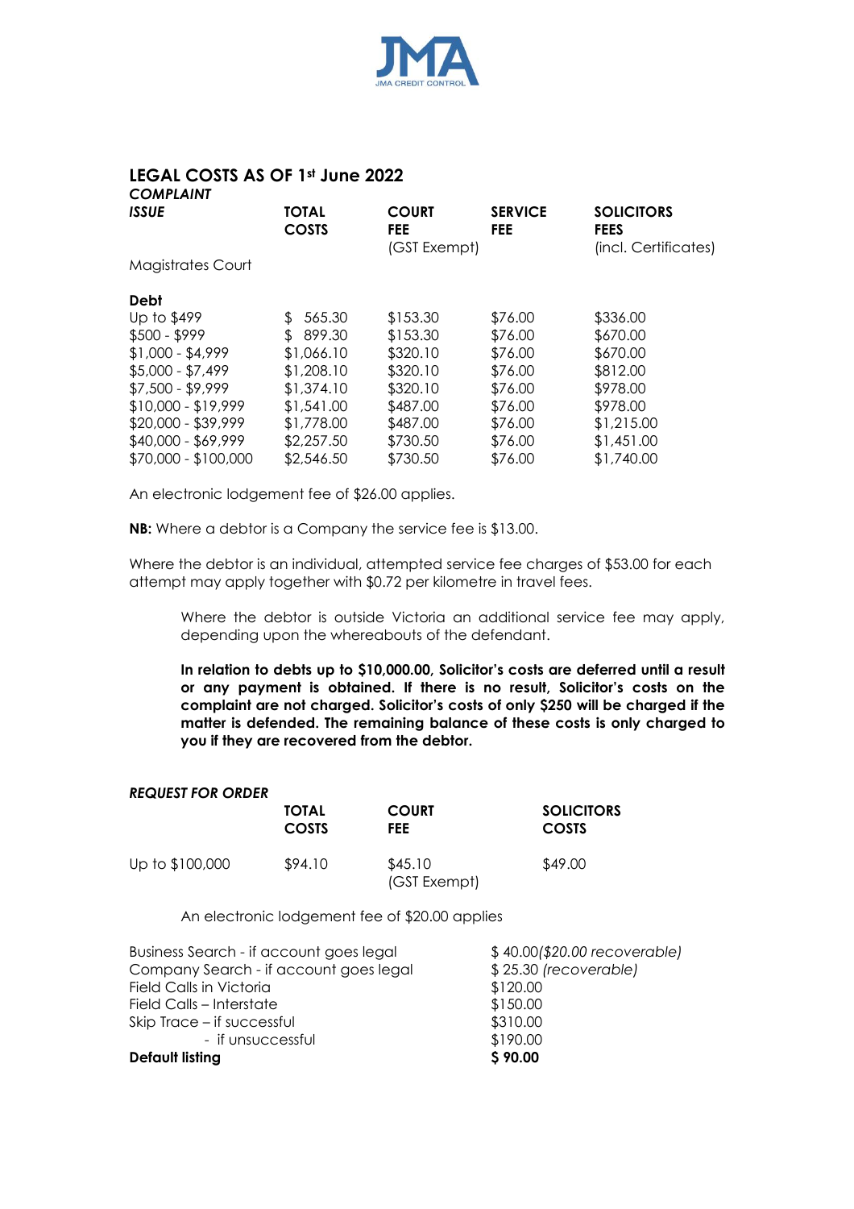## LEGAL COSTS AS OF 1st June 2022

***COMPLAINT***

| ***ISSUE*** | **TOTAL COSTS** | **COURT FEE** (GST Exempt) | **SERVICE FEE** | **SOLICITORS FEES** (incl. Certificates) |
|---|---|---|---|---|
| Magistrates Court | | | | |
| **Debt** | | | | |
| Up to $499 | $ 565.30 | $153.30 | $76.00 | $336.00 |
| $500 - $999 | $ 899.30 | $153.30 | $76.00 | $670.00 |
| $1,000 - $4,999 | $1,066.10 | $320.10 | $76.00 | $670.00 |
| $5,000 - $7,499 | $1,208.10 | $320.10 | $76.00 | $812.00 |
| $7,500 - $9,999 | $1,374.10 | $320.10 | $76.00 | $978.00 |
| $10,000 - $19,999 | $1,541.00 | $487.00 | $76.00 | $978.00 |
| $20,000 - $39,999 | $1,778.00 | $487.00 | $76.00 | $1,215.00 |
| $40,000 - $69,999 | $2,257.50 | $730.50 | $76.00 | $1,451.00 |
| $70,000 - $100,000 | $2,546.50 | $730.50 | $76.00 | $1,740.00 |

An electronic lodgement fee of $26.00 applies.

**NB:** Where a debtor is a Company the service fee is $13.00.

Where the debtor is an individual, attempted service fee charges of $53.00 for each attempt may apply together with $0.72 per kilometre in travel fees.

Where the debtor is outside Victoria an additional service fee may apply, depending upon the whereabouts of the defendant.

**In relation to debts up to $10,000.00, Solicitor's costs are deferred until a result or any payment is obtained. If there is no result, Solicitor's costs on the complaint are not charged. Solicitor's costs of only $250 will be charged if the matter is defended. The remaining balance of these costs is only charged to you if they are recovered from the debtor.**

***REQUEST FOR ORDER***

| | **TOTAL COSTS** | **COURT FEE** | **SOLICITORS COSTS** |
|---|---|---|---|
| Up to $100,000 | $94.10 | $45.10 (GST Exempt) | $49.00 |

An electronic lodgement fee of $20.00 applies

| | |
|---|---|
| Business Search - if account goes legal | $ 40.00*($20.00 recoverable)* |
| Company Search - if account goes legal | $ 25.30 *(recoverable)* |
| Field Calls in Victoria | $120.00 |
| Field Calls – Interstate | $150.00 |
| Skip Trace – if successful | $310.00 |
| - if unsuccessful | $190.00 |
| **Default listing** | **$ 90.00** |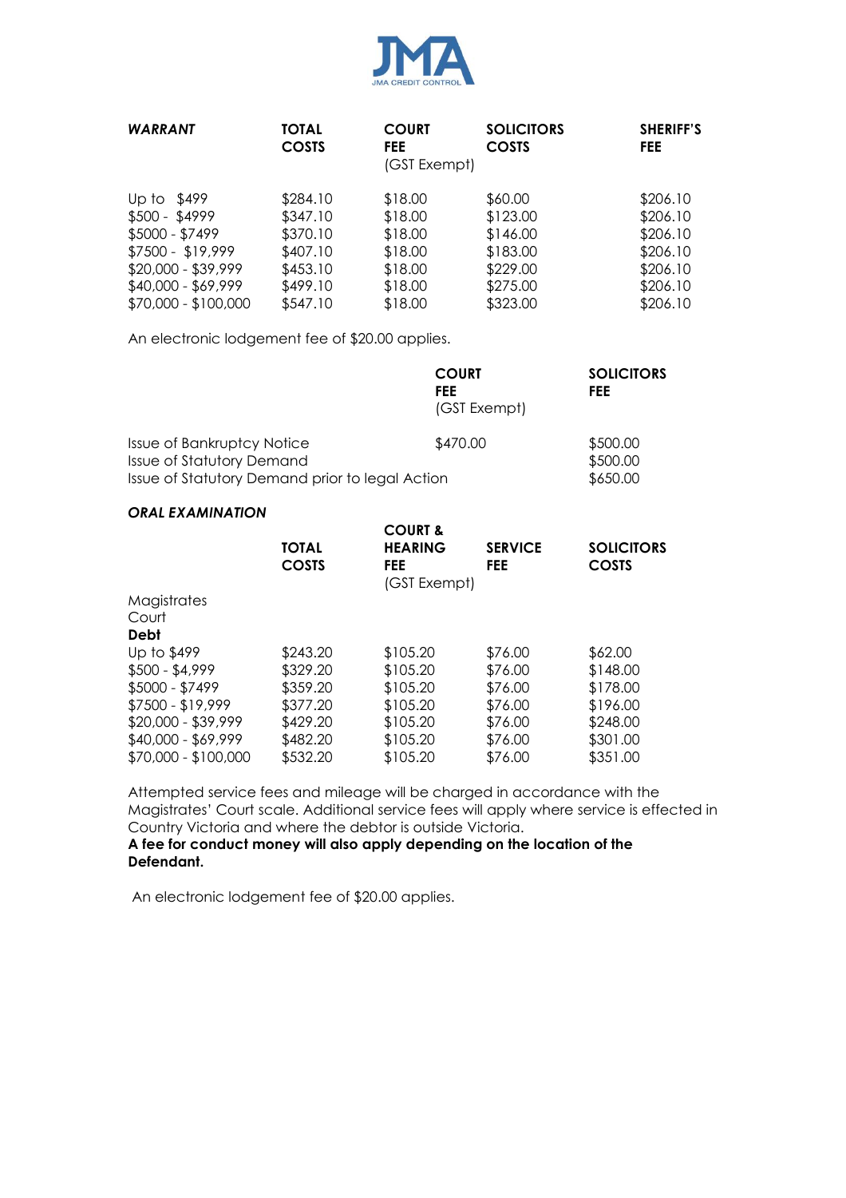JMA
JMA CREDIT CONTROL

| *WARRANT* | TOTAL COSTS | COURT FEE (GST Exempt) | SOLICITORS COSTS | SHERIFF'S FEE |
|---|---|---|---|---|
| Up to $499 | $284.10 | $18.00 | $60.00 | $206.10 |
| $500 - $4999 | $347.10 | $18.00 | $123.00 | $206.10 |
| $5000 - $7499 | $370.10 | $18.00 | $146.00 | $206.10 |
| $7500 - $19,999 | $407.10 | $18.00 | $183.00 | $206.10 |
| $20,000 - $39,999 | $453.10 | $18.00 | $229.00 | $206.10 |
| $40,000 - $69,999 | $499.10 | $18.00 | $275.00 | $206.10 |
| $70,000 - $100,000 | $547.10 | $18.00 | $323.00 | $206.10 |

An electronic lodgement fee of $20.00 applies.

| | COURT FEE (GST Exempt) | SOLICITORS FEE |
|---|---|---|
| Issue of Bankruptcy Notice | $470.00 | $500.00 |
| Issue of Statutory Demand | | $500.00 |
| Issue of Statutory Demand prior to legal Action | | $650.00 |

***ORAL EXAMINATION***

| Magistrates Court **Debt** | TOTAL COSTS | COURT & HEARING FEE (GST Exempt) | SERVICE FEE | SOLICITORS COSTS |
|---|---|---|---|---|
| Up to $499 | $243.20 | $105.20 | $76.00 | $62.00 |
| $500 - $4,999 | $329.20 | $105.20 | $76.00 | $148.00 |
| $5000 - $7499 | $359.20 | $105.20 | $76.00 | $178.00 |
| $7500 - $19,999 | $377.20 | $105.20 | $76.00 | $196.00 |
| $20,000 - $39,999 | $429.20 | $105.20 | $76.00 | $248.00 |
| $40,000 - $69,999 | $482.20 | $105.20 | $76.00 | $301.00 |
| $70,000 - $100,000 | $532.20 | $105.20 | $76.00 | $351.00 |

Attempted service fees and mileage will be charged in accordance with the Magistrates' Court scale. Additional service fees will apply where service is effected in Country Victoria and where the debtor is outside Victoria.

**A fee for conduct money will also apply depending on the location of the Defendant.**

An electronic lodgement fee of $20.00 applies.